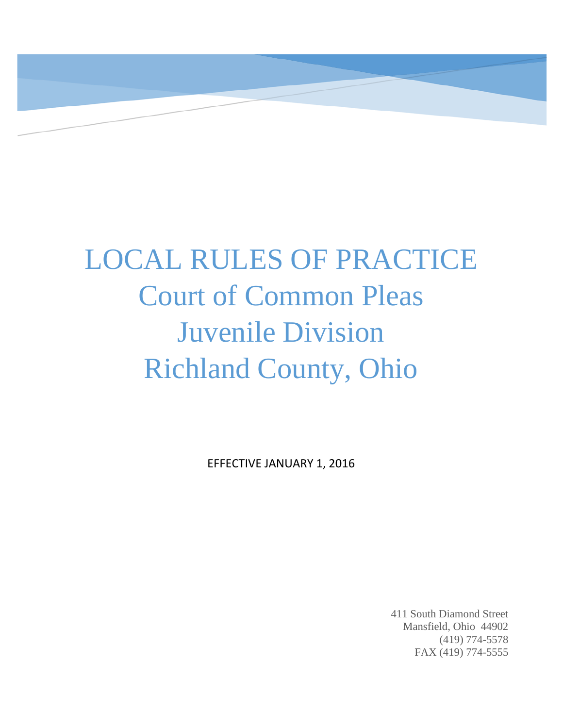# LOCAL RULES OF PRACTICE
# Court of Common Pleas
# Juvenile Division
# Richland County, Ohio

EFFECTIVE JANUARY 1, 2016

411 South Diamond Street
Mansfield, Ohio 44902
(419) 774-5578
FAX (419) 774-5555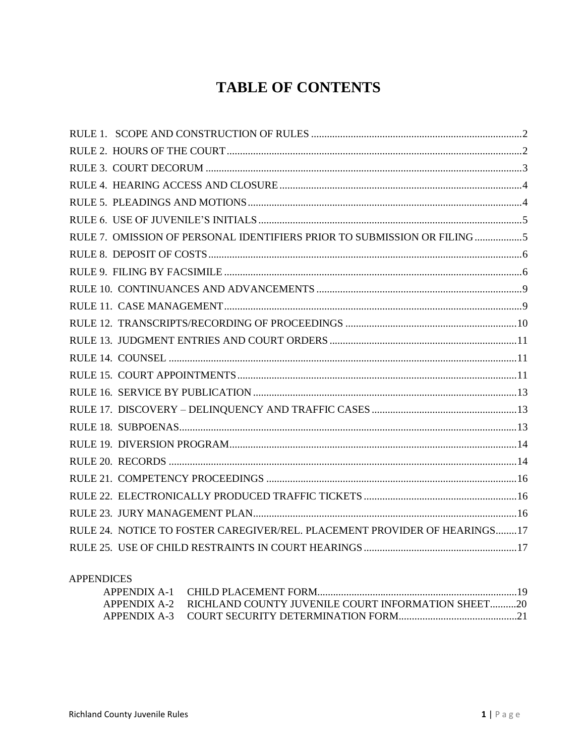# TABLE OF CONTENTS

RULE 1. SCOPE AND CONSTRUCTION OF RULES ............................................................................... 2
RULE 2. HOURS OF THE COURT ............................................................................................... 2
RULE 3. COURT DECORUM ....................................................................................................... 3
RULE 4. HEARING ACCESS AND CLOSURE ........................................................................... 4
RULE 5. PLEADINGS AND MOTIONS ....................................................................................... 4
RULE 6. USE OF JUVENILE'S INITIALS ................................................................................... 5
RULE 7. OMISSION OF PERSONAL IDENTIFIERS PRIOR TO SUBMISSION OR FILING .................. 5
RULE 8. DEPOSIT OF COSTS ...................................................................................................... 6
RULE 9. FILING BY FACSIMILE ................................................................................................ 6
RULE 10. CONTINUANCES AND ADVANCEMENTS ............................................................. 9
RULE 11. CASE MANAGEMENT ................................................................................................ 9
RULE 12. TRANSCRIPTS/RECORDING OF PROCEEDINGS ................................................. 10
RULE 13. JUDGMENT ENTRIES AND COURT ORDERS ....................................................... 11
RULE 14. COUNSEL ................................................................................................................... 11
RULE 15. COURT APPOINTMENTS ......................................................................................... 11
RULE 16. SERVICE BY PUBLICATION .................................................................................... 13
RULE 17. DISCOVERY – DELINQUENCY AND TRAFFIC CASES ....................................... 13
RULE 18. SUBPOENAS ............................................................................................................... 13
RULE 19. DIVERSION PROGRAM ............................................................................................ 14
RULE 20. RECORDS .................................................................................................................... 14
RULE 21. COMPETENCY PROCEEDINGS ............................................................................... 16
RULE 22. ELECTRONICALLY PRODUCED TRAFFIC TICKETS .......................................... 16
RULE 23. JURY MANAGEMENT PLAN ................................................................................... 16
RULE 24. NOTICE TO FOSTER CAREGIVER/REL. PLACEMENT PROVIDER OF HEARINGS........ 17
RULE 25. USE OF CHILD RESTRAINTS IN COURT HEARINGS .......................................... 17

APPENDICES

APPENDIX A-1 CHILD PLACEMENT FORM ............................................................................ 19
APPENDIX A-2 RICHLAND COUNTY JUVENILE COURT INFORMATION SHEET .......... 20
APPENDIX A-3 COURT SECURITY DETERMINATION FORM ............................................. 21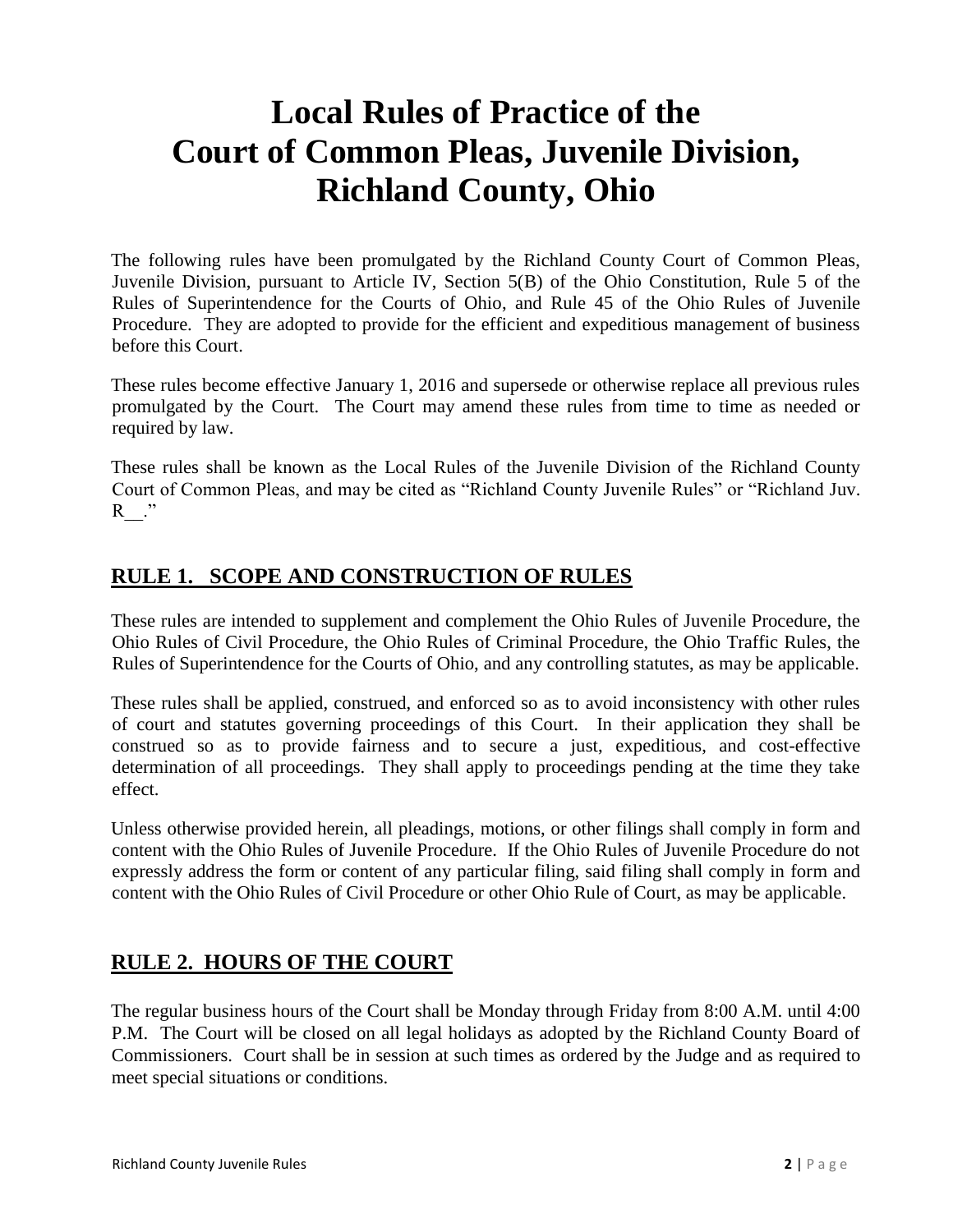# Local Rules of Practice of the Court of Common Pleas, Juvenile Division, Richland County, Ohio

The following rules have been promulgated by the Richland County Court of Common Pleas, Juvenile Division, pursuant to Article IV, Section 5(B) of the Ohio Constitution, Rule 5 of the Rules of Superintendence for the Courts of Ohio, and Rule 45 of the Ohio Rules of Juvenile Procedure. They are adopted to provide for the efficient and expeditious management of business before this Court.

These rules become effective January 1, 2016 and supersede or otherwise replace all previous rules promulgated by the Court. The Court may amend these rules from time to time as needed or required by law.

These rules shall be known as the Local Rules of the Juvenile Division of the Richland County Court of Common Pleas, and may be cited as "Richland County Juvenile Rules" or "Richland Juv. R__."

## RULE 1. SCOPE AND CONSTRUCTION OF RULES

These rules are intended to supplement and complement the Ohio Rules of Juvenile Procedure, the Ohio Rules of Civil Procedure, the Ohio Rules of Criminal Procedure, the Ohio Traffic Rules, the Rules of Superintendence for the Courts of Ohio, and any controlling statutes, as may be applicable.

These rules shall be applied, construed, and enforced so as to avoid inconsistency with other rules of court and statutes governing proceedings of this Court. In their application they shall be construed so as to provide fairness and to secure a just, expeditious, and cost-effective determination of all proceedings. They shall apply to proceedings pending at the time they take effect.

Unless otherwise provided herein, all pleadings, motions, or other filings shall comply in form and content with the Ohio Rules of Juvenile Procedure. If the Ohio Rules of Juvenile Procedure do not expressly address the form or content of any particular filing, said filing shall comply in form and content with the Ohio Rules of Civil Procedure or other Ohio Rule of Court, as may be applicable.

## RULE 2. HOURS OF THE COURT

The regular business hours of the Court shall be Monday through Friday from 8:00 A.M. until 4:00 P.M. The Court will be closed on all legal holidays as adopted by the Richland County Board of Commissioners. Court shall be in session at such times as ordered by the Judge and as required to meet special situations or conditions.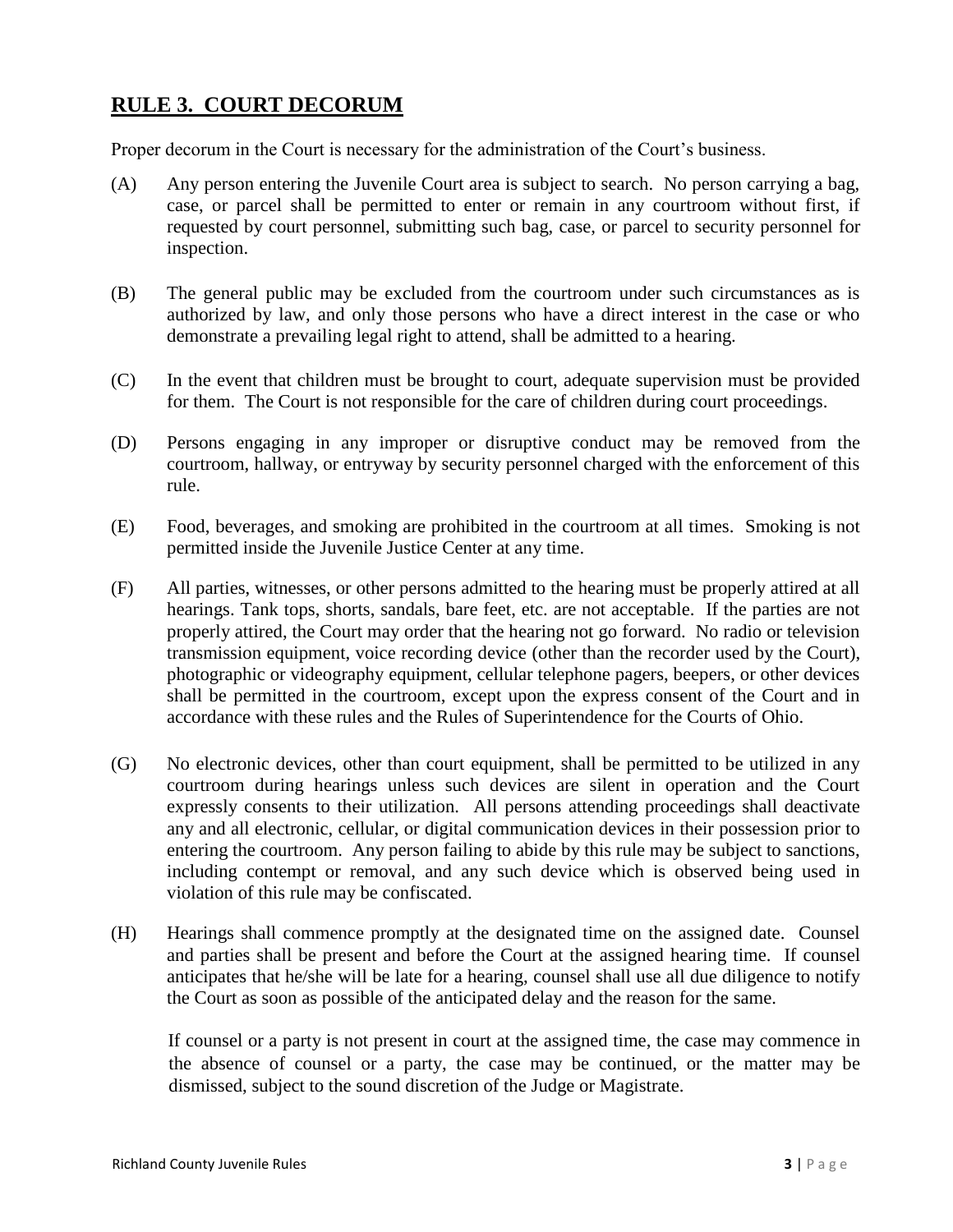## RULE 3. COURT DECORUM

Proper decorum in the Court is necessary for the administration of the Court's business.

(A) Any person entering the Juvenile Court area is subject to search. No person carrying a bag, case, or parcel shall be permitted to enter or remain in any courtroom without first, if requested by court personnel, submitting such bag, case, or parcel to security personnel for inspection.

(B) The general public may be excluded from the courtroom under such circumstances as is authorized by law, and only those persons who have a direct interest in the case or who demonstrate a prevailing legal right to attend, shall be admitted to a hearing.

(C) In the event that children must be brought to court, adequate supervision must be provided for them. The Court is not responsible for the care of children during court proceedings.

(D) Persons engaging in any improper or disruptive conduct may be removed from the courtroom, hallway, or entryway by security personnel charged with the enforcement of this rule.

(E) Food, beverages, and smoking are prohibited in the courtroom at all times. Smoking is not permitted inside the Juvenile Justice Center at any time.

(F) All parties, witnesses, or other persons admitted to the hearing must be properly attired at all hearings. Tank tops, shorts, sandals, bare feet, etc. are not acceptable. If the parties are not properly attired, the Court may order that the hearing not go forward. No radio or television transmission equipment, voice recording device (other than the recorder used by the Court), photographic or videography equipment, cellular telephone pagers, beepers, or other devices shall be permitted in the courtroom, except upon the express consent of the Court and in accordance with these rules and the Rules of Superintendence for the Courts of Ohio.

(G) No electronic devices, other than court equipment, shall be permitted to be utilized in any courtroom during hearings unless such devices are silent in operation and the Court expressly consents to their utilization. All persons attending proceedings shall deactivate any and all electronic, cellular, or digital communication devices in their possession prior to entering the courtroom. Any person failing to abide by this rule may be subject to sanctions, including contempt or removal, and any such device which is observed being used in violation of this rule may be confiscated.

(H) Hearings shall commence promptly at the designated time on the assigned date. Counsel and parties shall be present and before the Court at the assigned hearing time. If counsel anticipates that he/she will be late for a hearing, counsel shall use all due diligence to notify the Court as soon as possible of the anticipated delay and the reason for the same.

If counsel or a party is not present in court at the assigned time, the case may commence in the absence of counsel or a party, the case may be continued, or the matter may be dismissed, subject to the sound discretion of the Judge or Magistrate.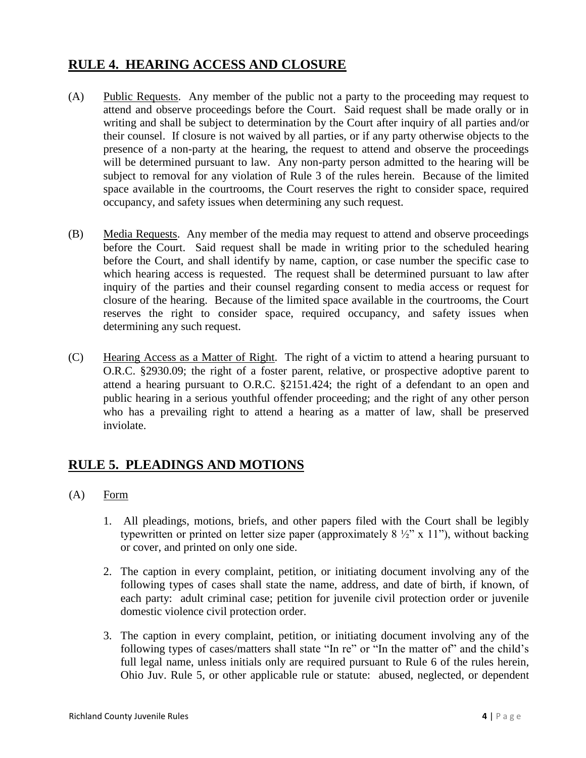## RULE 4. HEARING ACCESS AND CLOSURE

(A) Public Requests. Any member of the public not a party to the proceeding may request to attend and observe proceedings before the Court. Said request shall be made orally or in writing and shall be subject to determination by the Court after inquiry of all parties and/or their counsel. If closure is not waived by all parties, or if any party otherwise objects to the presence of a non-party at the hearing, the request to attend and observe the proceedings will be determined pursuant to law. Any non-party person admitted to the hearing will be subject to removal for any violation of Rule 3 of the rules herein. Because of the limited space available in the courtrooms, the Court reserves the right to consider space, required occupancy, and safety issues when determining any such request.

(B) Media Requests. Any member of the media may request to attend and observe proceedings before the Court. Said request shall be made in writing prior to the scheduled hearing before the Court, and shall identify by name, caption, or case number the specific case to which hearing access is requested. The request shall be determined pursuant to law after inquiry of the parties and their counsel regarding consent to media access or request for closure of the hearing. Because of the limited space available in the courtrooms, the Court reserves the right to consider space, required occupancy, and safety issues when determining any such request.

(C) Hearing Access as a Matter of Right. The right of a victim to attend a hearing pursuant to O.R.C. §2930.09; the right of a foster parent, relative, or prospective adoptive parent to attend a hearing pursuant to O.R.C. §2151.424; the right of a defendant to an open and public hearing in a serious youthful offender proceeding; and the right of any other person who has a prevailing right to attend a hearing as a matter of law, shall be preserved inviolate.

## RULE 5. PLEADINGS AND MOTIONS

(A) Form

1. All pleadings, motions, briefs, and other papers filed with the Court shall be legibly typewritten or printed on letter size paper (approximately 8 ½" x 11"), without backing or cover, and printed on only one side.

2. The caption in every complaint, petition, or initiating document involving any of the following types of cases shall state the name, address, and date of birth, if known, of each party: adult criminal case; petition for juvenile civil protection order or juvenile domestic violence civil protection order.

3. The caption in every complaint, petition, or initiating document involving any of the following types of cases/matters shall state "In re" or "In the matter of" and the child's full legal name, unless initials only are required pursuant to Rule 6 of the rules herein, Ohio Juv. Rule 5, or other applicable rule or statute: abused, neglected, or dependent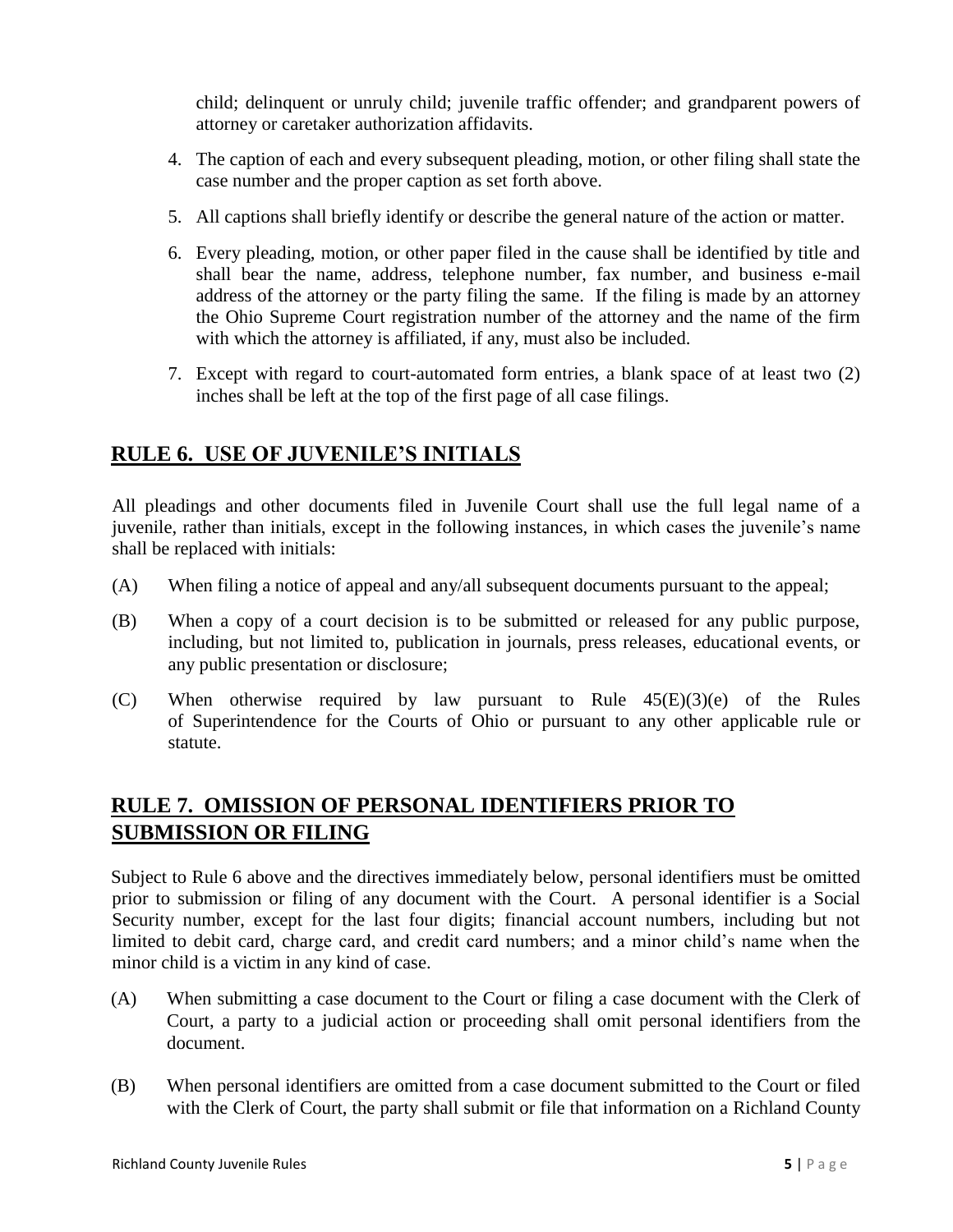child; delinquent or unruly child; juvenile traffic offender; and grandparent powers of attorney or caretaker authorization affidavits.

4. The caption of each and every subsequent pleading, motion, or other filing shall state the case number and the proper caption as set forth above.

5. All captions shall briefly identify or describe the general nature of the action or matter.

6. Every pleading, motion, or other paper filed in the cause shall be identified by title and shall bear the name, address, telephone number, fax number, and business e-mail address of the attorney or the party filing the same. If the filing is made by an attorney the Ohio Supreme Court registration number of the attorney and the name of the firm with which the attorney is affiliated, if any, must also be included.

7. Except with regard to court-automated form entries, a blank space of at least two (2) inches shall be left at the top of the first page of all case filings.

## RULE 6. USE OF JUVENILE'S INITIALS

All pleadings and other documents filed in Juvenile Court shall use the full legal name of a juvenile, rather than initials, except in the following instances, in which cases the juvenile's name shall be replaced with initials:

(A) When filing a notice of appeal and any/all subsequent documents pursuant to the appeal;

(B) When a copy of a court decision is to be submitted or released for any public purpose, including, but not limited to, publication in journals, press releases, educational events, or any public presentation or disclosure;

(C) When otherwise required by law pursuant to Rule 45(E)(3)(e) of the Rules of Superintendence for the Courts of Ohio or pursuant to any other applicable rule or statute.

## RULE 7. OMISSION OF PERSONAL IDENTIFIERS PRIOR TO SUBMISSION OR FILING

Subject to Rule 6 above and the directives immediately below, personal identifiers must be omitted prior to submission or filing of any document with the Court. A personal identifier is a Social Security number, except for the last four digits; financial account numbers, including but not limited to debit card, charge card, and credit card numbers; and a minor child's name when the minor child is a victim in any kind of case.

(A) When submitting a case document to the Court or filing a case document with the Clerk of Court, a party to a judicial action or proceeding shall omit personal identifiers from the document.

(B) When personal identifiers are omitted from a case document submitted to the Court or filed with the Clerk of Court, the party shall submit or file that information on a Richland County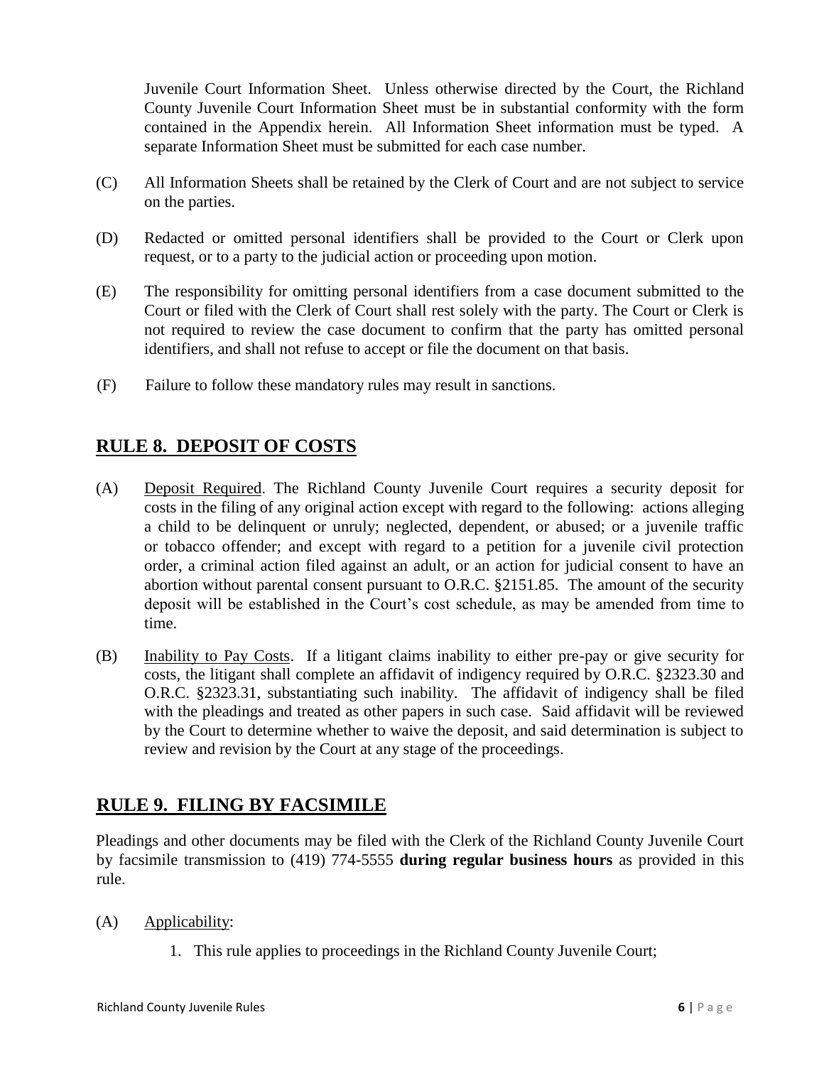Juvenile Court Information Sheet. Unless otherwise directed by the Court, the Richland County Juvenile Court Information Sheet must be in substantial conformity with the form contained in the Appendix herein. All Information Sheet information must be typed. A separate Information Sheet must be submitted for each case number.

(C) All Information Sheets shall be retained by the Clerk of Court and are not subject to service on the parties.

(D) Redacted or omitted personal identifiers shall be provided to the Court or Clerk upon request, or to a party to the judicial action or proceeding upon motion.

(E) The responsibility for omitting personal identifiers from a case document submitted to the Court or filed with the Clerk of Court shall rest solely with the party. The Court or Clerk is not required to review the case document to confirm that the party has omitted personal identifiers, and shall not refuse to accept or file the document on that basis.

(F) Failure to follow these mandatory rules may result in sanctions.

## RULE 8. DEPOSIT OF COSTS

(A) Deposit Required. The Richland County Juvenile Court requires a security deposit for costs in the filing of any original action except with regard to the following: actions alleging a child to be delinquent or unruly; neglected, dependent, or abused; or a juvenile traffic or tobacco offender; and except with regard to a petition for a juvenile civil protection order, a criminal action filed against an adult, or an action for judicial consent to have an abortion without parental consent pursuant to O.R.C. §2151.85. The amount of the security deposit will be established in the Court's cost schedule, as may be amended from time to time.

(B) Inability to Pay Costs. If a litigant claims inability to either pre-pay or give security for costs, the litigant shall complete an affidavit of indigency required by O.R.C. §2323.30 and O.R.C. §2323.31, substantiating such inability. The affidavit of indigency shall be filed with the pleadings and treated as other papers in such case. Said affidavit will be reviewed by the Court to determine whether to waive the deposit, and said determination is subject to review and revision by the Court at any stage of the proceedings.

## RULE 9. FILING BY FACSIMILE

Pleadings and other documents may be filed with the Clerk of the Richland County Juvenile Court by facsimile transmission to (419) 774-5555 **during regular business hours** as provided in this rule.

(A) Applicability:

1. This rule applies to proceedings in the Richland County Juvenile Court;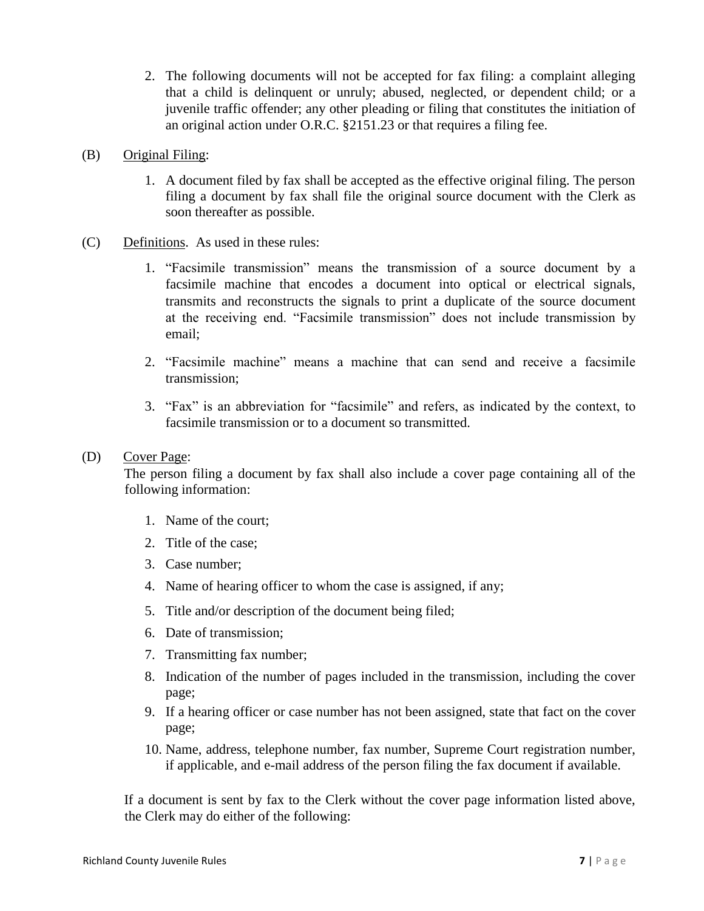2. The following documents will not be accepted for fax filing: a complaint alleging that a child is delinquent or unruly; abused, neglected, or dependent child; or a juvenile traffic offender; any other pleading or filing that constitutes the initiation of an original action under O.R.C. §2151.23 or that requires a filing fee.

(B) Original Filing:

1. A document filed by fax shall be accepted as the effective original filing. The person filing a document by fax shall file the original source document with the Clerk as soon thereafter as possible.

(C) Definitions. As used in these rules:

1. "Facsimile transmission" means the transmission of a source document by a facsimile machine that encodes a document into optical or electrical signals, transmits and reconstructs the signals to print a duplicate of the source document at the receiving end. "Facsimile transmission" does not include transmission by email;
2. "Facsimile machine" means a machine that can send and receive a facsimile transmission;
3. "Fax" is an abbreviation for "facsimile" and refers, as indicated by the context, to facsimile transmission or to a document so transmitted.

(D) Cover Page:

The person filing a document by fax shall also include a cover page containing all of the following information:

1. Name of the court;
2. Title of the case;
3. Case number;
4. Name of hearing officer to whom the case is assigned, if any;
5. Title and/or description of the document being filed;
6. Date of transmission;
7. Transmitting fax number;
8. Indication of the number of pages included in the transmission, including the cover page;
9. If a hearing officer or case number has not been assigned, state that fact on the cover page;
10. Name, address, telephone number, fax number, Supreme Court registration number, if applicable, and e-mail address of the person filing the fax document if available.

If a document is sent by fax to the Clerk without the cover page information listed above, the Clerk may do either of the following: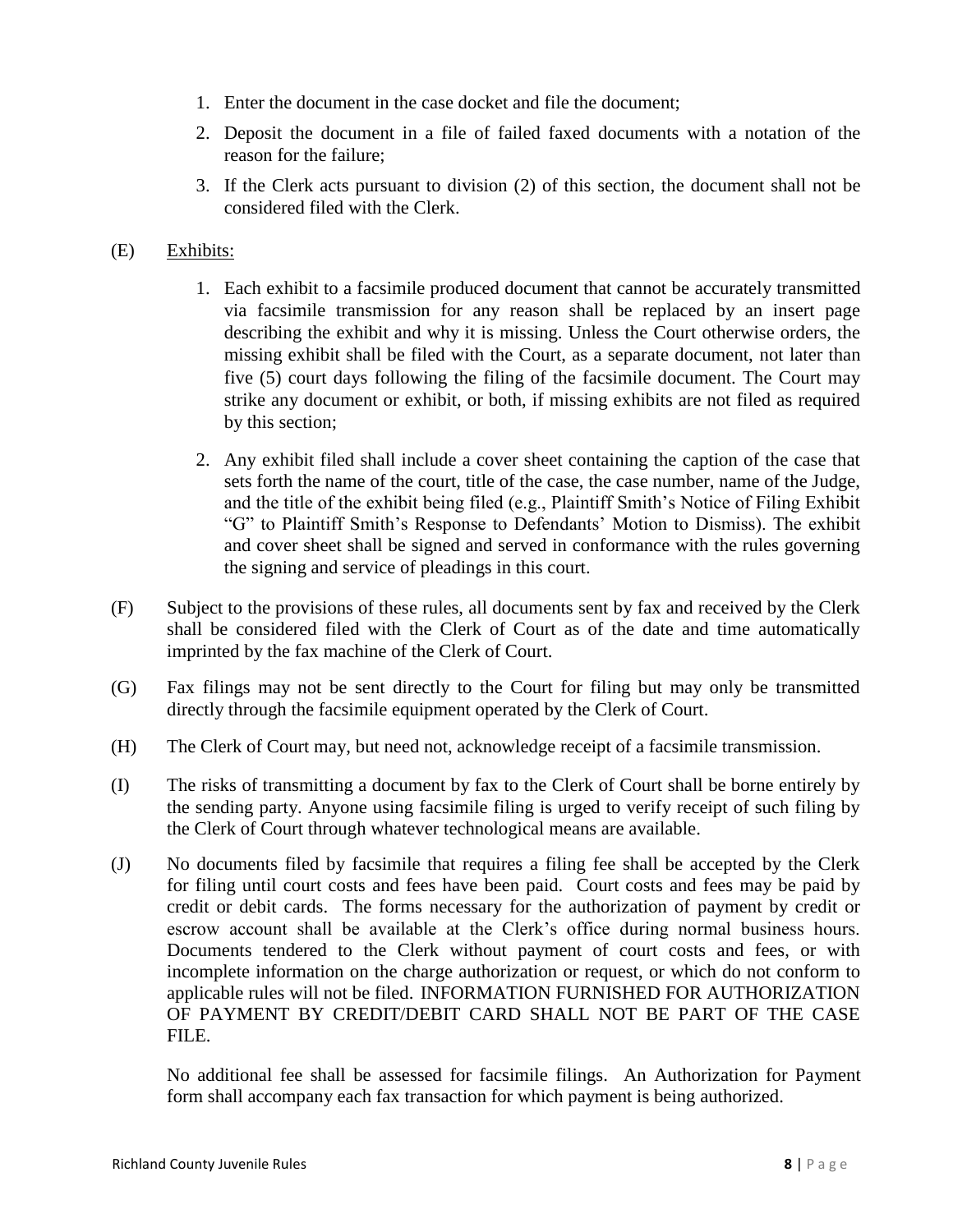1. Enter the document in the case docket and file the document;
2. Deposit the document in a file of failed faxed documents with a notation of the reason for the failure;
3. If the Clerk acts pursuant to division (2) of this section, the document shall not be considered filed with the Clerk.

(E) Exhibits:

1. Each exhibit to a facsimile produced document that cannot be accurately transmitted via facsimile transmission for any reason shall be replaced by an insert page describing the exhibit and why it is missing. Unless the Court otherwise orders, the missing exhibit shall be filed with the Court, as a separate document, not later than five (5) court days following the filing of the facsimile document. The Court may strike any document or exhibit, or both, if missing exhibits are not filed as required by this section;
2. Any exhibit filed shall include a cover sheet containing the caption of the case that sets forth the name of the court, title of the case, the case number, name of the Judge, and the title of the exhibit being filed (e.g., Plaintiff Smith's Notice of Filing Exhibit "G" to Plaintiff Smith's Response to Defendants' Motion to Dismiss). The exhibit and cover sheet shall be signed and served in conformance with the rules governing the signing and service of pleadings in this court.

(F) Subject to the provisions of these rules, all documents sent by fax and received by the Clerk shall be considered filed with the Clerk of Court as of the date and time automatically imprinted by the fax machine of the Clerk of Court.

(G) Fax filings may not be sent directly to the Court for filing but may only be transmitted directly through the facsimile equipment operated by the Clerk of Court.

(H) The Clerk of Court may, but need not, acknowledge receipt of a facsimile transmission.

(I) The risks of transmitting a document by fax to the Clerk of Court shall be borne entirely by the sending party. Anyone using facsimile filing is urged to verify receipt of such filing by the Clerk of Court through whatever technological means are available.

(J) No documents filed by facsimile that requires a filing fee shall be accepted by the Clerk for filing until court costs and fees have been paid. Court costs and fees may be paid by credit or debit cards. The forms necessary for the authorization of payment by credit or escrow account shall be available at the Clerk's office during normal business hours. Documents tendered to the Clerk without payment of court costs and fees, or with incomplete information on the charge authorization or request, or which do not conform to applicable rules will not be filed. INFORMATION FURNISHED FOR AUTHORIZATION OF PAYMENT BY CREDIT/DEBIT CARD SHALL NOT BE PART OF THE CASE FILE.

No additional fee shall be assessed for facsimile filings. An Authorization for Payment form shall accompany each fax transaction for which payment is being authorized.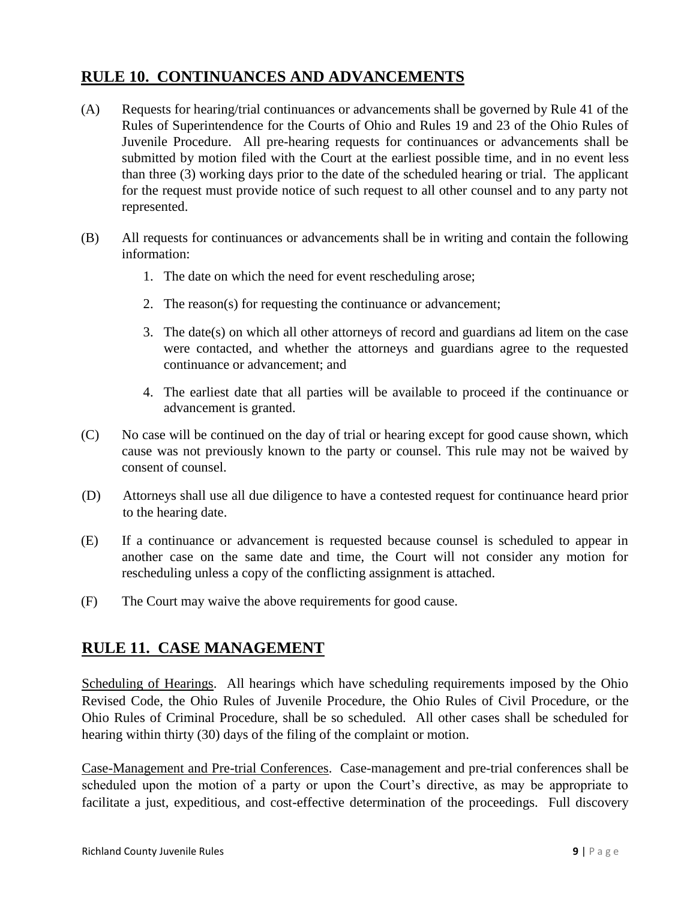## RULE 10. CONTINUANCES AND ADVANCEMENTS

(A) Requests for hearing/trial continuances or advancements shall be governed by Rule 41 of the Rules of Superintendence for the Courts of Ohio and Rules 19 and 23 of the Ohio Rules of Juvenile Procedure. All pre-hearing requests for continuances or advancements shall be submitted by motion filed with the Court at the earliest possible time, and in no event less than three (3) working days prior to the date of the scheduled hearing or trial. The applicant for the request must provide notice of such request to all other counsel and to any party not represented.

(B) All requests for continuances or advancements shall be in writing and contain the following information:

1. The date on which the need for event rescheduling arose;
2. The reason(s) for requesting the continuance or advancement;
3. The date(s) on which all other attorneys of record and guardians ad litem on the case were contacted, and whether the attorneys and guardians agree to the requested continuance or advancement; and
4. The earliest date that all parties will be available to proceed if the continuance or advancement is granted.

(C) No case will be continued on the day of trial or hearing except for good cause shown, which cause was not previously known to the party or counsel. This rule may not be waived by consent of counsel.

(D) Attorneys shall use all due diligence to have a contested request for continuance heard prior to the hearing date.

(E) If a continuance or advancement is requested because counsel is scheduled to appear in another case on the same date and time, the Court will not consider any motion for rescheduling unless a copy of the conflicting assignment is attached.

(F) The Court may waive the above requirements for good cause.

## RULE 11. CASE MANAGEMENT

Scheduling of Hearings. All hearings which have scheduling requirements imposed by the Ohio Revised Code, the Ohio Rules of Juvenile Procedure, the Ohio Rules of Civil Procedure, or the Ohio Rules of Criminal Procedure, shall be so scheduled. All other cases shall be scheduled for hearing within thirty (30) days of the filing of the complaint or motion.

Case-Management and Pre-trial Conferences. Case-management and pre-trial conferences shall be scheduled upon the motion of a party or upon the Court's directive, as may be appropriate to facilitate a just, expeditious, and cost-effective determination of the proceedings. Full discovery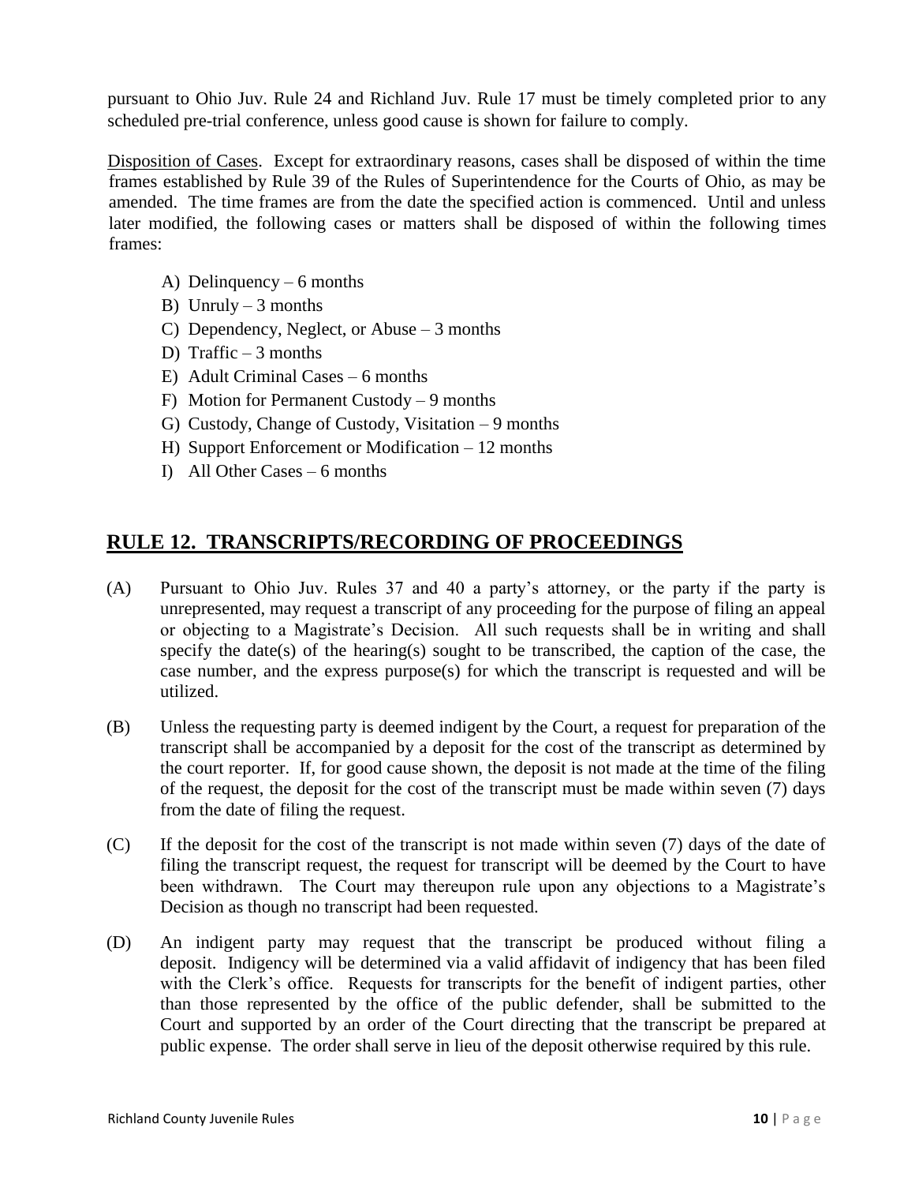pursuant to Ohio Juv. Rule 24 and Richland Juv. Rule 17 must be timely completed prior to any scheduled pre-trial conference, unless good cause is shown for failure to comply.

Disposition of Cases. Except for extraordinary reasons, cases shall be disposed of within the time frames established by Rule 39 of the Rules of Superintendence for the Courts of Ohio, as may be amended. The time frames are from the date the specified action is commenced. Until and unless later modified, the following cases or matters shall be disposed of within the following times frames:

A) Delinquency – 6 months
B) Unruly – 3 months
C) Dependency, Neglect, or Abuse – 3 months
D) Traffic – 3 months
E) Adult Criminal Cases – 6 months
F) Motion for Permanent Custody – 9 months
G) Custody, Change of Custody, Visitation – 9 months
H) Support Enforcement or Modification – 12 months
I) All Other Cases – 6 months

## RULE 12. TRANSCRIPTS/RECORDING OF PROCEEDINGS

(A) Pursuant to Ohio Juv. Rules 37 and 40 a party's attorney, or the party if the party is unrepresented, may request a transcript of any proceeding for the purpose of filing an appeal or objecting to a Magistrate's Decision. All such requests shall be in writing and shall specify the date(s) of the hearing(s) sought to be transcribed, the caption of the case, the case number, and the express purpose(s) for which the transcript is requested and will be utilized.

(B) Unless the requesting party is deemed indigent by the Court, a request for preparation of the transcript shall be accompanied by a deposit for the cost of the transcript as determined by the court reporter. If, for good cause shown, the deposit is not made at the time of the filing of the request, the deposit for the cost of the transcript must be made within seven (7) days from the date of filing the request.

(C) If the deposit for the cost of the transcript is not made within seven (7) days of the date of filing the transcript request, the request for transcript will be deemed by the Court to have been withdrawn. The Court may thereupon rule upon any objections to a Magistrate's Decision as though no transcript had been requested.

(D) An indigent party may request that the transcript be produced without filing a deposit. Indigency will be determined via a valid affidavit of indigency that has been filed with the Clerk's office. Requests for transcripts for the benefit of indigent parties, other than those represented by the office of the public defender, shall be submitted to the Court and supported by an order of the Court directing that the transcript be prepared at public expense. The order shall serve in lieu of the deposit otherwise required by this rule.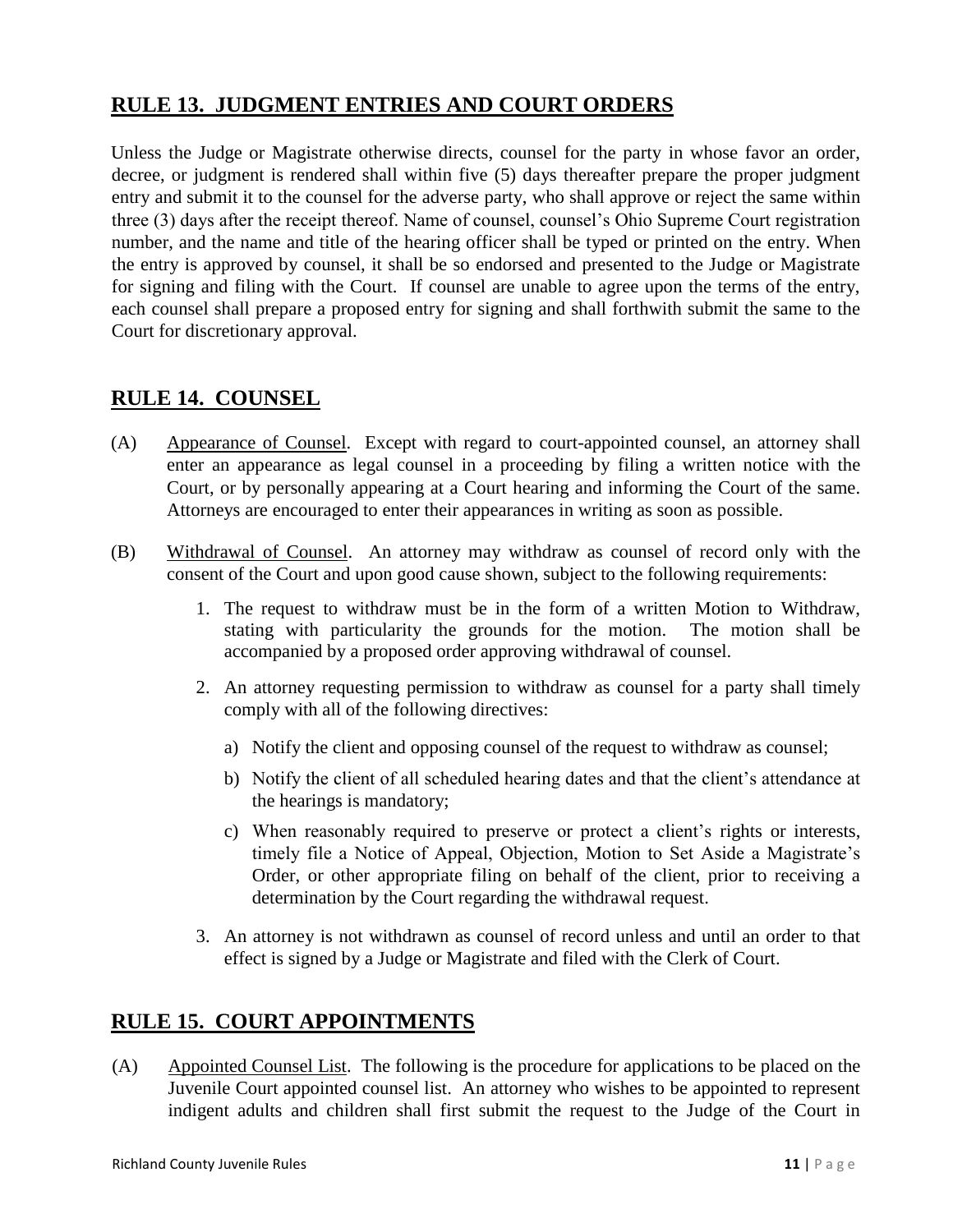## RULE 13. JUDGMENT ENTRIES AND COURT ORDERS

Unless the Judge or Magistrate otherwise directs, counsel for the party in whose favor an order, decree, or judgment is rendered shall within five (5) days thereafter prepare the proper judgment entry and submit it to the counsel for the adverse party, who shall approve or reject the same within three (3) days after the receipt thereof. Name of counsel, counsel's Ohio Supreme Court registration number, and the name and title of the hearing officer shall be typed or printed on the entry. When the entry is approved by counsel, it shall be so endorsed and presented to the Judge or Magistrate for signing and filing with the Court. If counsel are unable to agree upon the terms of the entry, each counsel shall prepare a proposed entry for signing and shall forthwith submit the same to the Court for discretionary approval.

## RULE 14. COUNSEL

(A) Appearance of Counsel. Except with regard to court-appointed counsel, an attorney shall enter an appearance as legal counsel in a proceeding by filing a written notice with the Court, or by personally appearing at a Court hearing and informing the Court of the same. Attorneys are encouraged to enter their appearances in writing as soon as possible.

(B) Withdrawal of Counsel. An attorney may withdraw as counsel of record only with the consent of the Court and upon good cause shown, subject to the following requirements:

1. The request to withdraw must be in the form of a written Motion to Withdraw, stating with particularity the grounds for the motion. The motion shall be accompanied by a proposed order approving withdrawal of counsel.
2. An attorney requesting permission to withdraw as counsel for a party shall timely comply with all of the following directives:
   a) Notify the client and opposing counsel of the request to withdraw as counsel;
   b) Notify the client of all scheduled hearing dates and that the client's attendance at the hearings is mandatory;
   c) When reasonably required to preserve or protect a client's rights or interests, timely file a Notice of Appeal, Objection, Motion to Set Aside a Magistrate's Order, or other appropriate filing on behalf of the client, prior to receiving a determination by the Court regarding the withdrawal request.
3. An attorney is not withdrawn as counsel of record unless and until an order to that effect is signed by a Judge or Magistrate and filed with the Clerk of Court.

## RULE 15. COURT APPOINTMENTS

(A) Appointed Counsel List. The following is the procedure for applications to be placed on the Juvenile Court appointed counsel list. An attorney who wishes to be appointed to represent indigent adults and children shall first submit the request to the Judge of the Court in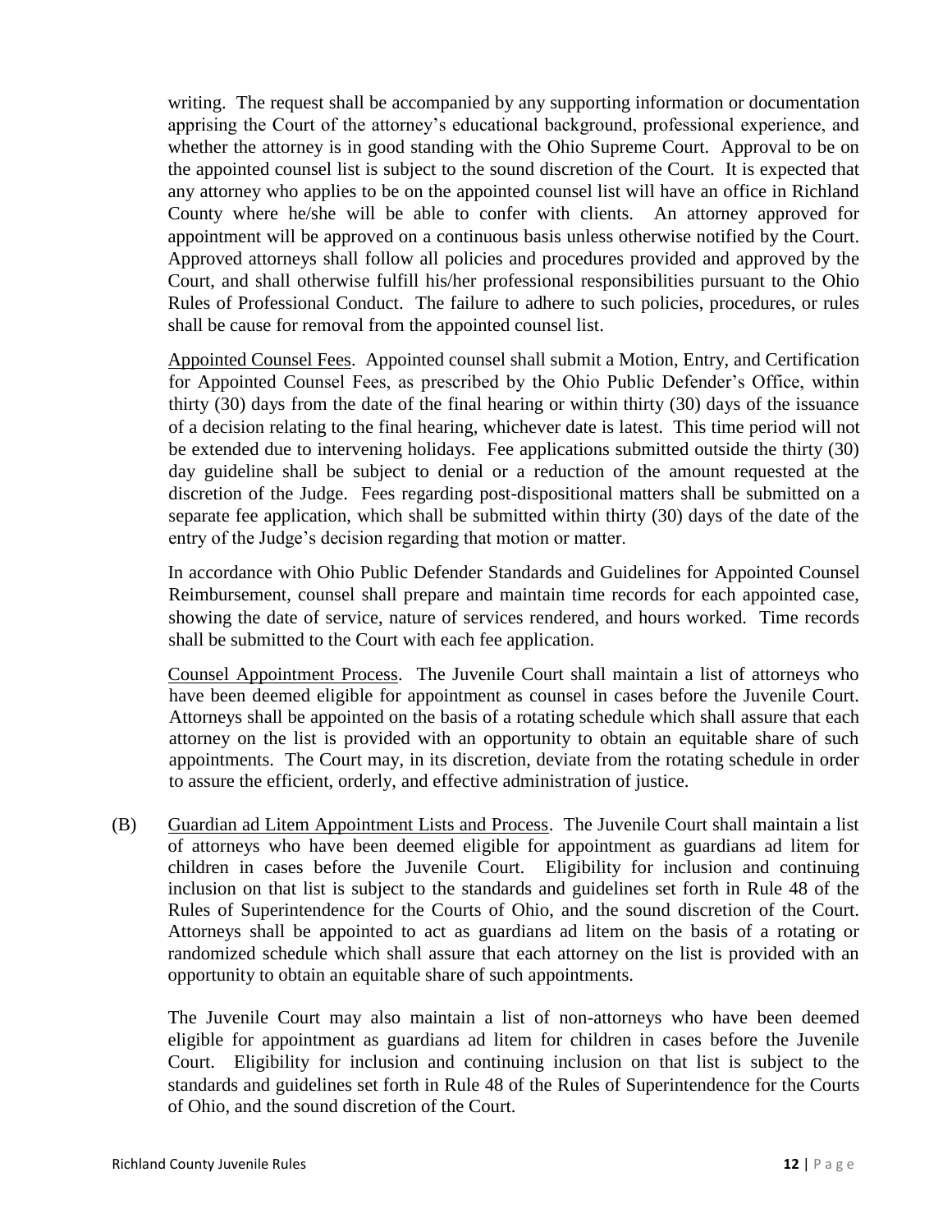writing. The request shall be accompanied by any supporting information or documentation apprising the Court of the attorney's educational background, professional experience, and whether the attorney is in good standing with the Ohio Supreme Court. Approval to be on the appointed counsel list is subject to the sound discretion of the Court. It is expected that any attorney who applies to be on the appointed counsel list will have an office in Richland County where he/she will be able to confer with clients. An attorney approved for appointment will be approved on a continuous basis unless otherwise notified by the Court. Approved attorneys shall follow all policies and procedures provided and approved by the Court, and shall otherwise fulfill his/her professional responsibilities pursuant to the Ohio Rules of Professional Conduct. The failure to adhere to such policies, procedures, or rules shall be cause for removal from the appointed counsel list.

<u>Appointed Counsel Fees</u>. Appointed counsel shall submit a Motion, Entry, and Certification for Appointed Counsel Fees, as prescribed by the Ohio Public Defender's Office, within thirty (30) days from the date of the final hearing or within thirty (30) days of the issuance of a decision relating to the final hearing, whichever date is latest. This time period will not be extended due to intervening holidays. Fee applications submitted outside the thirty (30) day guideline shall be subject to denial or a reduction of the amount requested at the discretion of the Judge. Fees regarding post-dispositional matters shall be submitted on a separate fee application, which shall be submitted within thirty (30) days of the date of the entry of the Judge's decision regarding that motion or matter.

In accordance with Ohio Public Defender Standards and Guidelines for Appointed Counsel Reimbursement, counsel shall prepare and maintain time records for each appointed case, showing the date of service, nature of services rendered, and hours worked. Time records shall be submitted to the Court with each fee application.

<u>Counsel Appointment Process</u>. The Juvenile Court shall maintain a list of attorneys who have been deemed eligible for appointment as counsel in cases before the Juvenile Court. Attorneys shall be appointed on the basis of a rotating schedule which shall assure that each attorney on the list is provided with an opportunity to obtain an equitable share of such appointments. The Court may, in its discretion, deviate from the rotating schedule in order to assure the efficient, orderly, and effective administration of justice.

(B) <u>Guardian ad Litem Appointment Lists and Process</u>. The Juvenile Court shall maintain a list of attorneys who have been deemed eligible for appointment as guardians ad litem for children in cases before the Juvenile Court. Eligibility for inclusion and continuing inclusion on that list is subject to the standards and guidelines set forth in Rule 48 of the Rules of Superintendence for the Courts of Ohio, and the sound discretion of the Court. Attorneys shall be appointed to act as guardians ad litem on the basis of a rotating or randomized schedule which shall assure that each attorney on the list is provided with an opportunity to obtain an equitable share of such appointments.

The Juvenile Court may also maintain a list of non-attorneys who have been deemed eligible for appointment as guardians ad litem for children in cases before the Juvenile Court. Eligibility for inclusion and continuing inclusion on that list is subject to the standards and guidelines set forth in Rule 48 of the Rules of Superintendence for the Courts of Ohio, and the sound discretion of the Court.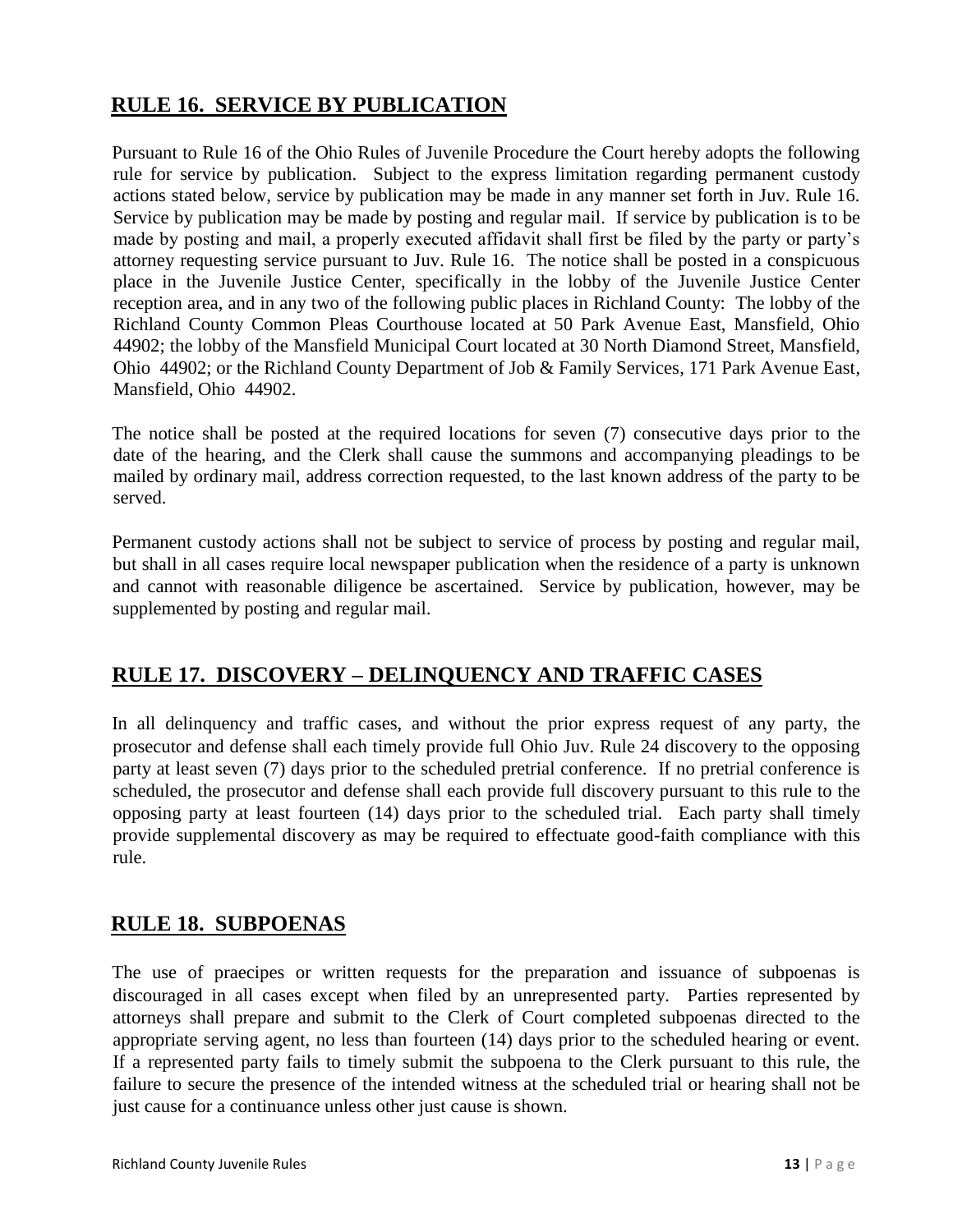## RULE 16. SERVICE BY PUBLICATION

Pursuant to Rule 16 of the Ohio Rules of Juvenile Procedure the Court hereby adopts the following rule for service by publication. Subject to the express limitation regarding permanent custody actions stated below, service by publication may be made in any manner set forth in Juv. Rule 16. Service by publication may be made by posting and regular mail. If service by publication is to be made by posting and mail, a properly executed affidavit shall first be filed by the party or party's attorney requesting service pursuant to Juv. Rule 16. The notice shall be posted in a conspicuous place in the Juvenile Justice Center, specifically in the lobby of the Juvenile Justice Center reception area, and in any two of the following public places in Richland County: The lobby of the Richland County Common Pleas Courthouse located at 50 Park Avenue East, Mansfield, Ohio 44902; the lobby of the Mansfield Municipal Court located at 30 North Diamond Street, Mansfield, Ohio 44902; or the Richland County Department of Job & Family Services, 171 Park Avenue East, Mansfield, Ohio 44902.

The notice shall be posted at the required locations for seven (7) consecutive days prior to the date of the hearing, and the Clerk shall cause the summons and accompanying pleadings to be mailed by ordinary mail, address correction requested, to the last known address of the party to be served.

Permanent custody actions shall not be subject to service of process by posting and regular mail, but shall in all cases require local newspaper publication when the residence of a party is unknown and cannot with reasonable diligence be ascertained. Service by publication, however, may be supplemented by posting and regular mail.

## RULE 17. DISCOVERY – DELINQUENCY AND TRAFFIC CASES

In all delinquency and traffic cases, and without the prior express request of any party, the prosecutor and defense shall each timely provide full Ohio Juv. Rule 24 discovery to the opposing party at least seven (7) days prior to the scheduled pretrial conference. If no pretrial conference is scheduled, the prosecutor and defense shall each provide full discovery pursuant to this rule to the opposing party at least fourteen (14) days prior to the scheduled trial. Each party shall timely provide supplemental discovery as may be required to effectuate good-faith compliance with this rule.

## RULE 18. SUBPOENAS

The use of praecipes or written requests for the preparation and issuance of subpoenas is discouraged in all cases except when filed by an unrepresented party. Parties represented by attorneys shall prepare and submit to the Clerk of Court completed subpoenas directed to the appropriate serving agent, no less than fourteen (14) days prior to the scheduled hearing or event. If a represented party fails to timely submit the subpoena to the Clerk pursuant to this rule, the failure to secure the presence of the intended witness at the scheduled trial or hearing shall not be just cause for a continuance unless other just cause is shown.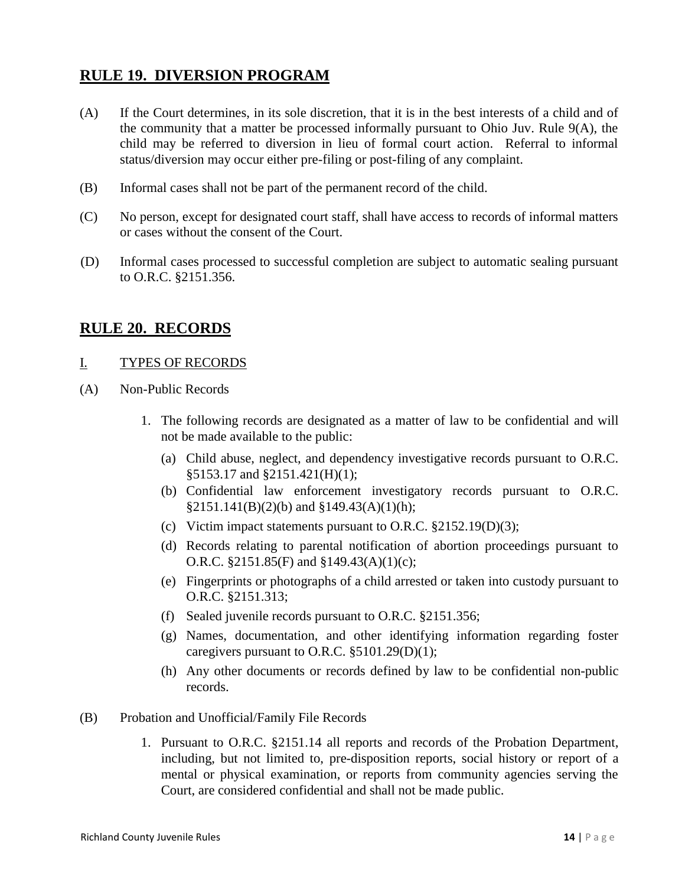## RULE 19. DIVERSION PROGRAM

(A) If the Court determines, in its sole discretion, that it is in the best interests of a child and of the community that a matter be processed informally pursuant to Ohio Juv. Rule 9(A), the child may be referred to diversion in lieu of formal court action. Referral to informal status/diversion may occur either pre-filing or post-filing of any complaint.

(B) Informal cases shall not be part of the permanent record of the child.

(C) No person, except for designated court staff, shall have access to records of informal matters or cases without the consent of the Court.

(D) Informal cases processed to successful completion are subject to automatic sealing pursuant to O.R.C. §2151.356.

## RULE 20. RECORDS

I. TYPES OF RECORDS

(A) Non-Public Records

1. The following records are designated as a matter of law to be confidential and will not be made available to the public:
   - (a) Child abuse, neglect, and dependency investigative records pursuant to O.R.C. §5153.17 and §2151.421(H)(1);
   - (b) Confidential law enforcement investigatory records pursuant to O.R.C. §2151.141(B)(2)(b) and §149.43(A)(1)(h);
   - (c) Victim impact statements pursuant to O.R.C. §2152.19(D)(3);
   - (d) Records relating to parental notification of abortion proceedings pursuant to O.R.C. §2151.85(F) and §149.43(A)(1)(c);
   - (e) Fingerprints or photographs of a child arrested or taken into custody pursuant to O.R.C. §2151.313;
   - (f) Sealed juvenile records pursuant to O.R.C. §2151.356;
   - (g) Names, documentation, and other identifying information regarding foster caregivers pursuant to O.R.C. §5101.29(D)(1);
   - (h) Any other documents or records defined by law to be confidential non-public records.

(B) Probation and Unofficial/Family File Records

1. Pursuant to O.R.C. §2151.14 all reports and records of the Probation Department, including, but not limited to, pre-disposition reports, social history or report of a mental or physical examination, or reports from community agencies serving the Court, are considered confidential and shall not be made public.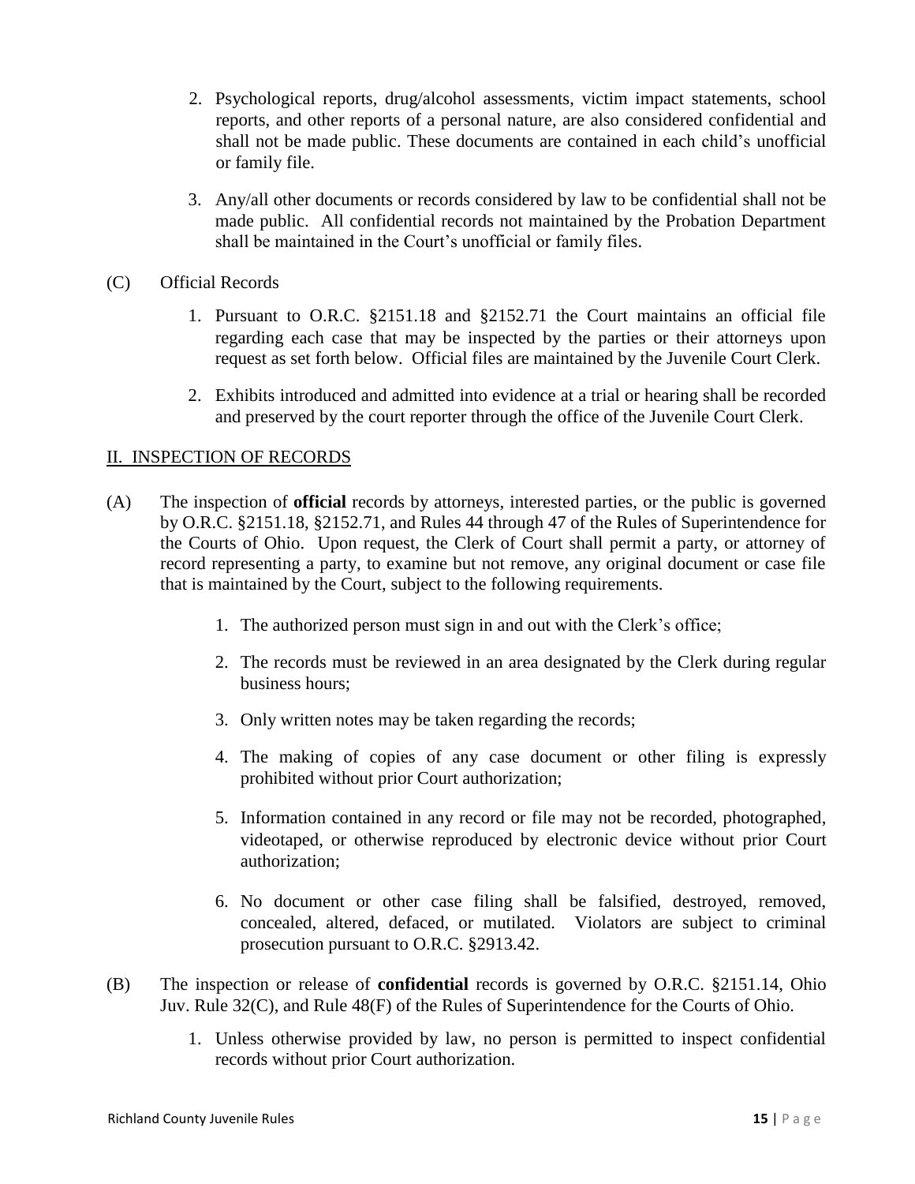2. Psychological reports, drug/alcohol assessments, victim impact statements, school reports, and other reports of a personal nature, are also considered confidential and shall not be made public. These documents are contained in each child's unofficial or family file.

3. Any/all other documents or records considered by law to be confidential shall not be made public. All confidential records not maintained by the Probation Department shall be maintained in the Court's unofficial or family files.

(C) Official Records

1. Pursuant to O.R.C. §2151.18 and §2152.71 the Court maintains an official file regarding each case that may be inspected by the parties or their attorneys upon request as set forth below. Official files are maintained by the Juvenile Court Clerk.

2. Exhibits introduced and admitted into evidence at a trial or hearing shall be recorded and preserved by the court reporter through the office of the Juvenile Court Clerk.

## II. INSPECTION OF RECORDS

(A) The inspection of **official** records by attorneys, interested parties, or the public is governed by O.R.C. §2151.18, §2152.71, and Rules 44 through 47 of the Rules of Superintendence for the Courts of Ohio. Upon request, the Clerk of Court shall permit a party, or attorney of record representing a party, to examine but not remove, any original document or case file that is maintained by the Court, subject to the following requirements.

1. The authorized person must sign in and out with the Clerk's office;

2. The records must be reviewed in an area designated by the Clerk during regular business hours;

3. Only written notes may be taken regarding the records;

4. The making of copies of any case document or other filing is expressly prohibited without prior Court authorization;

5. Information contained in any record or file may not be recorded, photographed, videotaped, or otherwise reproduced by electronic device without prior Court authorization;

6. No document or other case filing shall be falsified, destroyed, removed, concealed, altered, defaced, or mutilated. Violators are subject to criminal prosecution pursuant to O.R.C. §2913.42.

(B) The inspection or release of **confidential** records is governed by O.R.C. §2151.14, Ohio Juv. Rule 32(C), and Rule 48(F) of the Rules of Superintendence for the Courts of Ohio.

1. Unless otherwise provided by law, no person is permitted to inspect confidential records without prior Court authorization.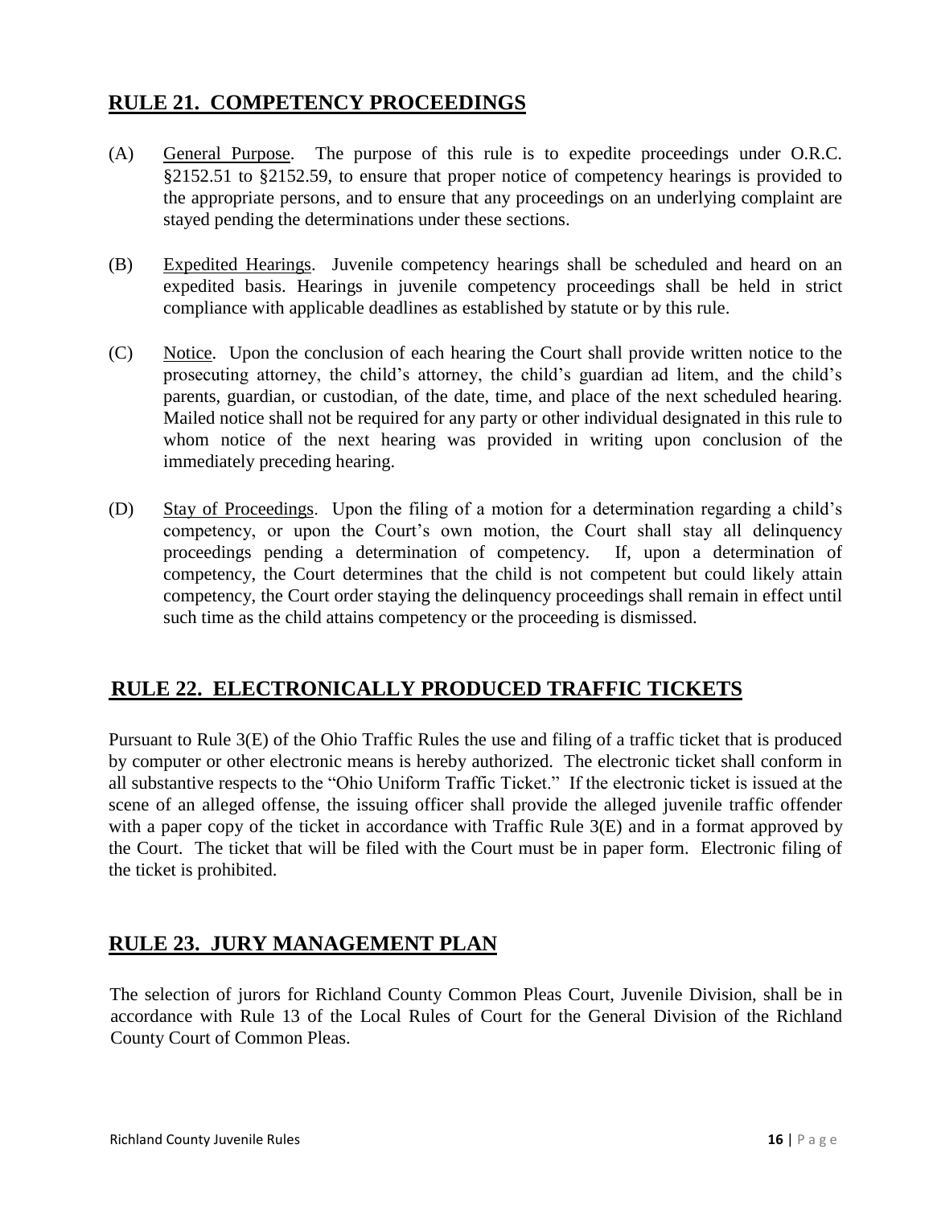## RULE 21. COMPETENCY PROCEEDINGS

(A) General Purpose. The purpose of this rule is to expedite proceedings under O.R.C. §2152.51 to §2152.59, to ensure that proper notice of competency hearings is provided to the appropriate persons, and to ensure that any proceedings on an underlying complaint are stayed pending the determinations under these sections.

(B) Expedited Hearings. Juvenile competency hearings shall be scheduled and heard on an expedited basis. Hearings in juvenile competency proceedings shall be held in strict compliance with applicable deadlines as established by statute or by this rule.

(C) Notice. Upon the conclusion of each hearing the Court shall provide written notice to the prosecuting attorney, the child's attorney, the child's guardian ad litem, and the child's parents, guardian, or custodian, of the date, time, and place of the next scheduled hearing. Mailed notice shall not be required for any party or other individual designated in this rule to whom notice of the next hearing was provided in writing upon conclusion of the immediately preceding hearing.

(D) Stay of Proceedings. Upon the filing of a motion for a determination regarding a child's competency, or upon the Court's own motion, the Court shall stay all delinquency proceedings pending a determination of competency. If, upon a determination of competency, the Court determines that the child is not competent but could likely attain competency, the Court order staying the delinquency proceedings shall remain in effect until such time as the child attains competency or the proceeding is dismissed.

## RULE 22. ELECTRONICALLY PRODUCED TRAFFIC TICKETS

Pursuant to Rule 3(E) of the Ohio Traffic Rules the use and filing of a traffic ticket that is produced by computer or other electronic means is hereby authorized. The electronic ticket shall conform in all substantive respects to the "Ohio Uniform Traffic Ticket." If the electronic ticket is issued at the scene of an alleged offense, the issuing officer shall provide the alleged juvenile traffic offender with a paper copy of the ticket in accordance with Traffic Rule 3(E) and in a format approved by the Court. The ticket that will be filed with the Court must be in paper form. Electronic filing of the ticket is prohibited.

## RULE 23. JURY MANAGEMENT PLAN

The selection of jurors for Richland County Common Pleas Court, Juvenile Division, shall be in accordance with Rule 13 of the Local Rules of Court for the General Division of the Richland County Court of Common Pleas.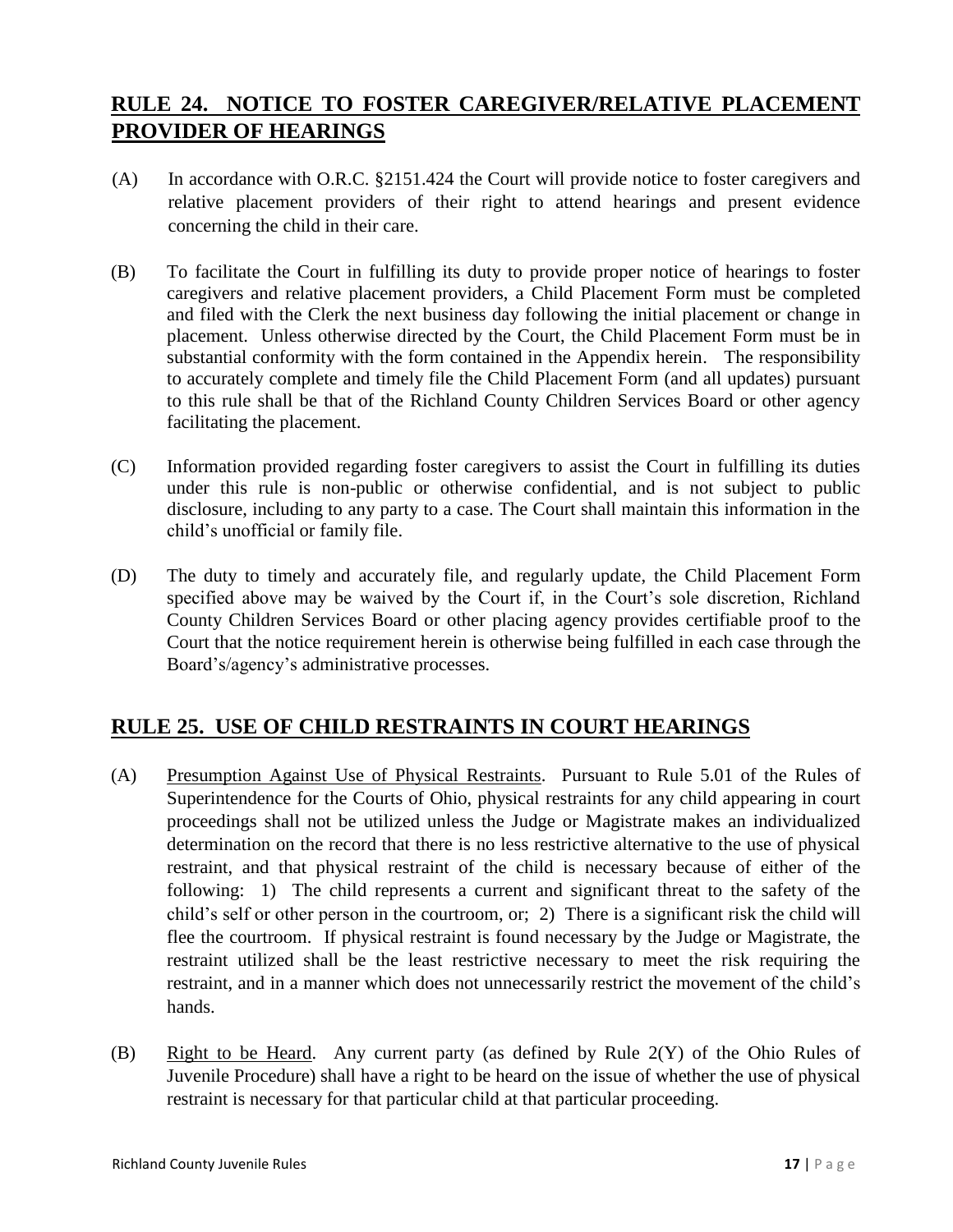## RULE 24. NOTICE TO FOSTER CAREGIVER/RELATIVE PLACEMENT PROVIDER OF HEARINGS

(A) In accordance with O.R.C. §2151.424 the Court will provide notice to foster caregivers and relative placement providers of their right to attend hearings and present evidence concerning the child in their care.

(B) To facilitate the Court in fulfilling its duty to provide proper notice of hearings to foster caregivers and relative placement providers, a Child Placement Form must be completed and filed with the Clerk the next business day following the initial placement or change in placement. Unless otherwise directed by the Court, the Child Placement Form must be in substantial conformity with the form contained in the Appendix herein. The responsibility to accurately complete and timely file the Child Placement Form (and all updates) pursuant to this rule shall be that of the Richland County Children Services Board or other agency facilitating the placement.

(C) Information provided regarding foster caregivers to assist the Court in fulfilling its duties under this rule is non-public or otherwise confidential, and is not subject to public disclosure, including to any party to a case. The Court shall maintain this information in the child's unofficial or family file.

(D) The duty to timely and accurately file, and regularly update, the Child Placement Form specified above may be waived by the Court if, in the Court's sole discretion, Richland County Children Services Board or other placing agency provides certifiable proof to the Court that the notice requirement herein is otherwise being fulfilled in each case through the Board's/agency's administrative processes.

## RULE 25. USE OF CHILD RESTRAINTS IN COURT HEARINGS

(A) Presumption Against Use of Physical Restraints. Pursuant to Rule 5.01 of the Rules of Superintendence for the Courts of Ohio, physical restraints for any child appearing in court proceedings shall not be utilized unless the Judge or Magistrate makes an individualized determination on the record that there is no less restrictive alternative to the use of physical restraint, and that physical restraint of the child is necessary because of either of the following: 1) The child represents a current and significant threat to the safety of the child's self or other person in the courtroom, or; 2) There is a significant risk the child will flee the courtroom. If physical restraint is found necessary by the Judge or Magistrate, the restraint utilized shall be the least restrictive necessary to meet the risk requiring the restraint, and in a manner which does not unnecessarily restrict the movement of the child's hands.

(B) Right to be Heard. Any current party (as defined by Rule 2(Y) of the Ohio Rules of Juvenile Procedure) shall have a right to be heard on the issue of whether the use of physical restraint is necessary for that particular child at that particular proceeding.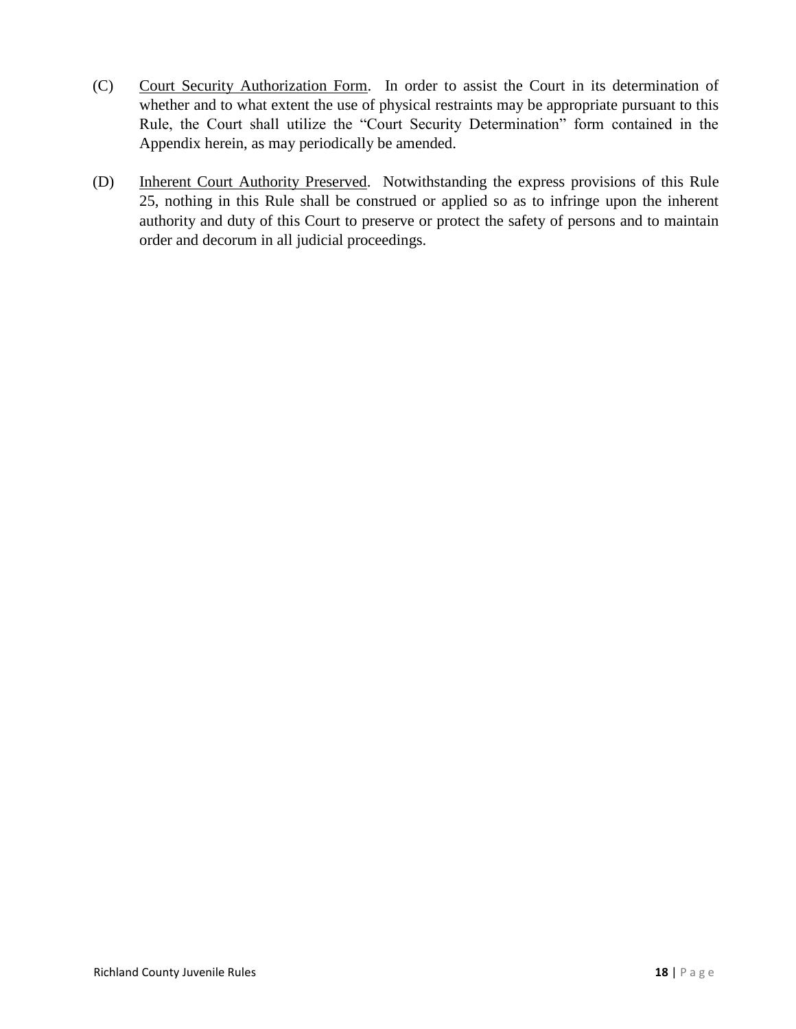(C) Court Security Authorization Form. In order to assist the Court in its determination of whether and to what extent the use of physical restraints may be appropriate pursuant to this Rule, the Court shall utilize the "Court Security Determination" form contained in the Appendix herein, as may periodically be amended.

(D) Inherent Court Authority Preserved. Notwithstanding the express provisions of this Rule 25, nothing in this Rule shall be construed or applied so as to infringe upon the inherent authority and duty of this Court to preserve or protect the safety of persons and to maintain order and decorum in all judicial proceedings.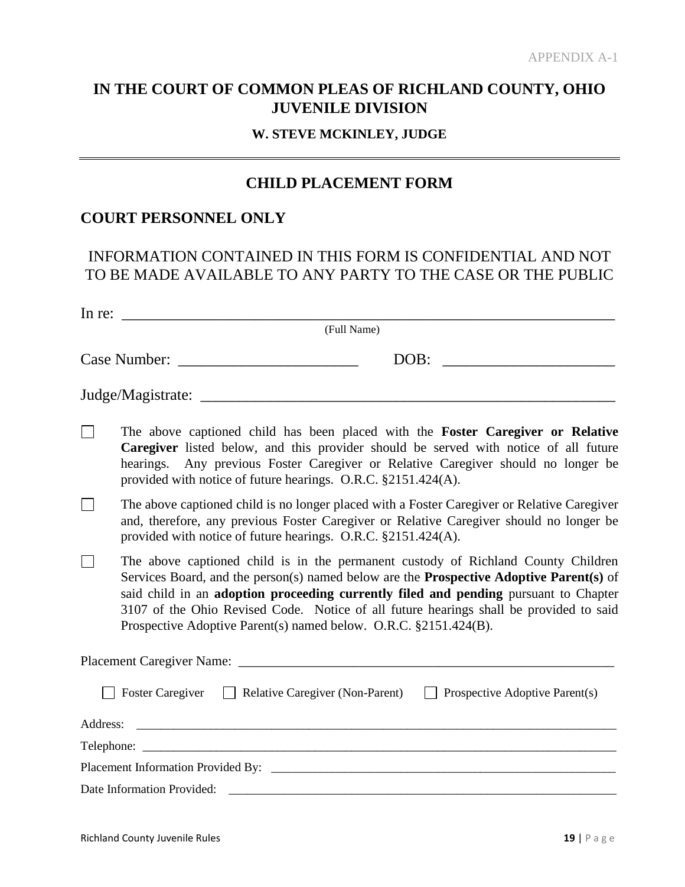APPENDIX A-1

# IN THE COURT OF COMMON PLEAS OF RICHLAND COUNTY, OHIO JUVENILE DIVISION

**W. STEVE MCKINLEY, JUDGE**

---

## CHILD PLACEMENT FORM

## COURT PERSONNEL ONLY

INFORMATION CONTAINED IN THIS FORM IS CONFIDENTIAL AND NOT TO BE MADE AVAILABLE TO ANY PARTY TO THE CASE OR THE PUBLIC

In re: ___________________________________________________________
(Full Name)

Case Number: _______________________ DOB: ______________________

Judge/Magistrate: _____________________________________________________

☐ The above captioned child has been placed with the **Foster Caregiver or Relative Caregiver** listed below, and this provider should be served with notice of all future hearings. Any previous Foster Caregiver or Relative Caregiver should no longer be provided with notice of future hearings. O.R.C. §2151.424(A).

☐ The above captioned child is no longer placed with a Foster Caregiver or Relative Caregiver and, therefore, any previous Foster Caregiver or Relative Caregiver should no longer be provided with notice of future hearings. O.R.C. §2151.424(A).

☐ The above captioned child is in the permanent custody of Richland County Children Services Board, and the person(s) named below are the **Prospective Adoptive Parent(s)** of said child in an **adoption proceeding currently filed and pending** pursuant to Chapter 3107 of the Ohio Revised Code. Notice of all future hearings shall be provided to said Prospective Adoptive Parent(s) named below. O.R.C. §2151.424(B).

Placement Caregiver Name: _______________________________________________________

☐ Foster Caregiver ☐ Relative Caregiver (Non-Parent) ☐ Prospective Adoptive Parent(s)

Address: ____________________________________________________________________________

Telephone: __________________________________________________________________________

Placement Information Provided By: ______________________________________________________

Date Information Provided: ___________________________________________________________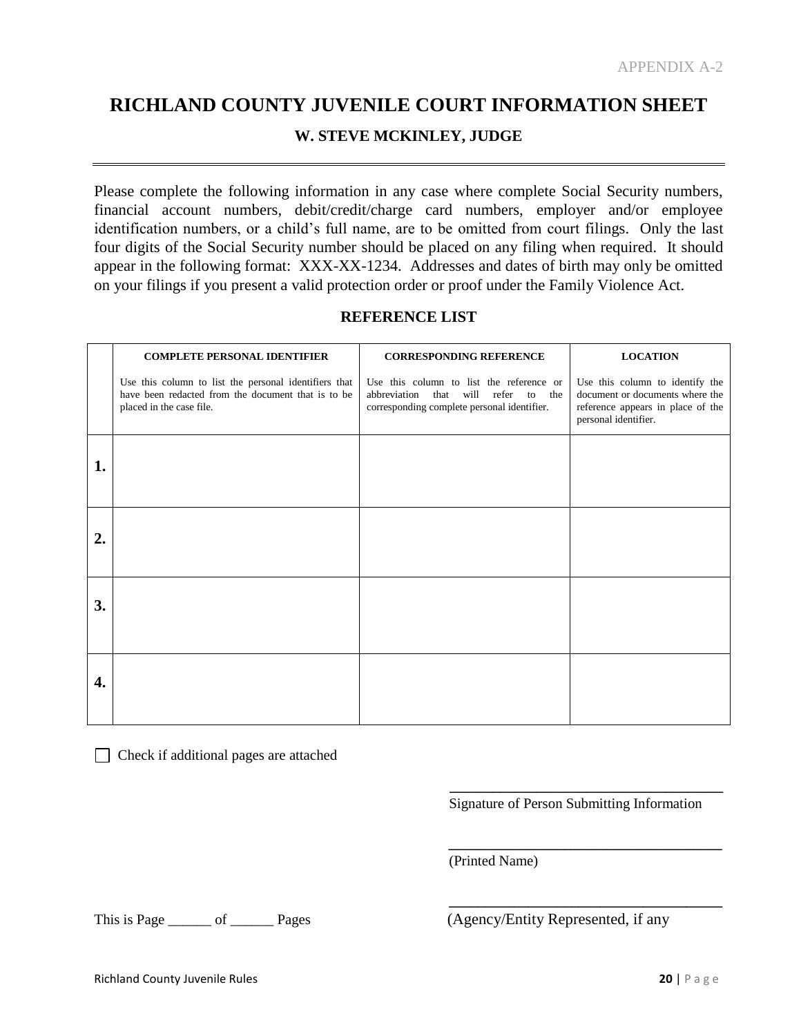APPENDIX A-2

# RICHLAND COUNTY JUVENILE COURT INFORMATION SHEET

### W. STEVE MCKINLEY, JUDGE

---

Please complete the following information in any case where complete Social Security numbers, financial account numbers, debit/credit/charge card numbers, employer and/or employee identification numbers, or a child's full name, are to be omitted from court filings. Only the last four digits of the Social Security number should be placed on any filing when required. It should appear in the following format: XXX-XX-1234. Addresses and dates of birth may only be omitted on your filings if you present a valid protection order or proof under the Family Violence Act.

### REFERENCE LIST

| | **COMPLETE PERSONAL IDENTIFIER**<br>Use this column to list the personal identifiers that have been redacted from the document that is to be placed in the case file. | **CORRESPONDING REFERENCE**<br>Use this column to list the reference or abbreviation that will refer to the corresponding complete personal identifier. | **LOCATION**<br>Use this column to identify the document or documents where the reference appears in place of the personal identifier. |
|---|---|---|---|
| **1.** | | | |
| **2.** | | | |
| **3.** | | | |
| **4.** | | | |

☐ Check if additional pages are attached

\_\_\_\_\_\_\_\_\_\_\_\_\_\_\_\_\_\_\_\_\_\_\_\_\_\_\_\_\_\_\_\_\_\_\_\_
Signature of Person Submitting Information

\_\_\_\_\_\_\_\_\_\_\_\_\_\_\_\_\_\_\_\_\_\_\_\_\_\_\_\_\_\_\_\_\_\_\_\_
(Printed Name)

\_\_\_\_\_\_\_\_\_\_\_\_\_\_\_\_\_\_\_\_\_\_\_\_\_\_\_\_\_\_\_\_\_\_\_\_
(Agency/Entity Represented, if any

This is Page \_\_\_\_\_\_ of \_\_\_\_\_\_ Pages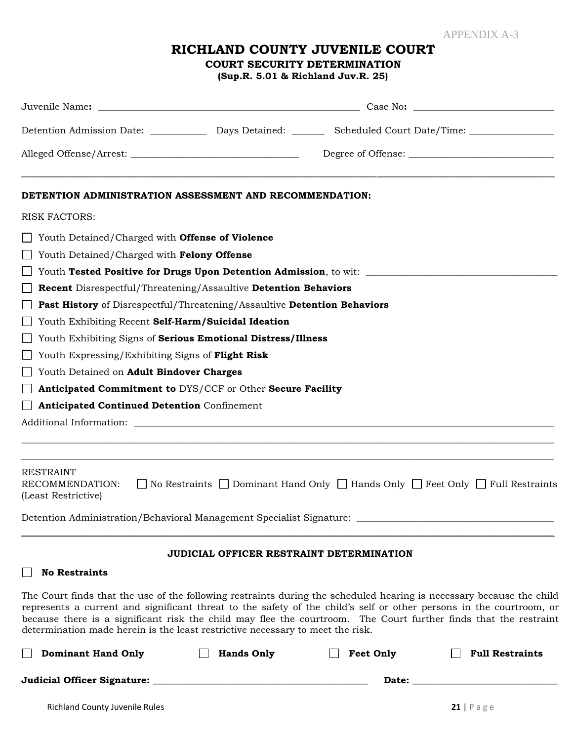APPENDIX A-3

# RICHLAND COUNTY JUVENILE COURT

## COURT SECURITY DETERMINATION

**(Sup.R. 5.01 & Richland Juv.R. 25)**

Juvenile Name**:** _______________________________________________ Case No**:** __________________________

Detention Admission Date: __________ Days Detained: ______ Scheduled Court Date/Time: ________________

Alleged Offense/Arrest: ________________________________ Degree of Offense: ___________________________

---

**DETENTION ADMINISTRATION ASSESSMENT AND RECOMMENDATION:**

RISK FACTORS:

☐ Youth Detained/Charged with **Offense of Violence**

☐ Youth Detained/Charged with **Felony Offense**

☐ Youth **Tested Positive for Drugs Upon Detention Admission**, to wit: ____________________________________

☐ **Recent** Disrespectful/Threatening/Assaultive **Detention Behaviors**

☐ **Past History** of Disrespectful/Threatening/Assaultive **Detention Behaviors**

☐ Youth Exhibiting Recent **Self-Harm/Suicidal Ideation**

☐ Youth Exhibiting Signs of **Serious Emotional Distress/Illness**

☐ Youth Expressing/Exhibiting Signs of **Flight Risk**

☐ Youth Detained on **Adult Bindover Charges**

☐ **Anticipated Commitment to** DYS/CCF or Other **Secure Facility**

☐ **Anticipated Continued Detention** Confinement

Additional Information: ______________________________________________________________________________

_____________________________________________________________________________________________________

_____________________________________________________________________________________________________

RESTRAINT RECOMMENDATION: (Least Restrictive) ☐ No Restraints ☐ Dominant Hand Only ☐ Hands Only ☐ Feet Only ☐ Full Restraints

Detention Administration/Behavioral Management Specialist Signature: ____________________________________

---

**JUDICIAL OFFICER RESTRAINT DETERMINATION**

☐ **No Restraints**

The Court finds that the use of the following restraints during the scheduled hearing is necessary because the child represents a current and significant threat to the safety of the child's self or other persons in the courtroom, or because there is a significant risk the child may flee the courtroom. The Court further finds that the restraint determination made herein is the least restrictive necessary to meet the risk.

☐ **Dominant Hand Only** ☐ **Hands Only** ☐ **Feet Only** ☐ **Full Restraints**

**Judicial Officer Signature:** ________________________________________ **Date:** ___________________________